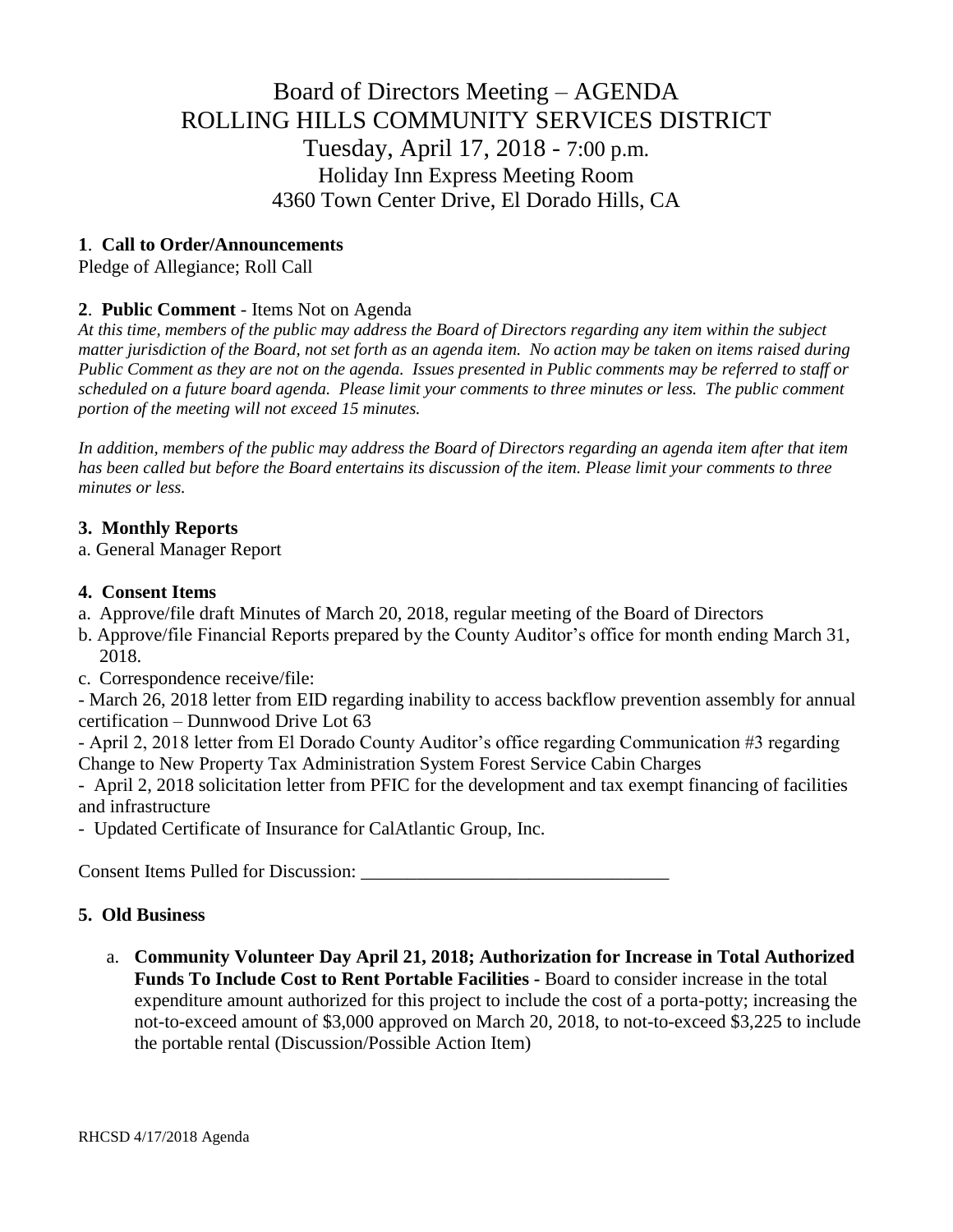# Board of Directors Meeting – AGENDA
# ROLLING HILLS COMMUNITY SERVICES DISTRICT

Tuesday, April 17, 2018 - 7:00 p.m.
Holiday Inn Express Meeting Room
4360 Town Center Drive, El Dorado Hills, CA

**1. Call to Order/Announcements**
Pledge of Allegiance; Roll Call

**2. Public Comment** - Items Not on Agenda
*At this time, members of the public may address the Board of Directors regarding any item within the subject matter jurisdiction of the Board, not set forth as an agenda item. No action may be taken on items raised during Public Comment as they are not on the agenda. Issues presented in Public comments may be referred to staff or scheduled on a future board agenda. Please limit your comments to three minutes or less. The public comment portion of the meeting will not exceed 15 minutes.*

*In addition, members of the public may address the Board of Directors regarding an agenda item after that item has been called but before the Board entertains its discussion of the item. Please limit your comments to three minutes or less.*

**3. Monthly Reports**
a. General Manager Report

**4. Consent Items**
a. Approve/file draft Minutes of March 20, 2018, regular meeting of the Board of Directors
b. Approve/file Financial Reports prepared by the County Auditor's office for month ending March 31, 2018.
c. Correspondence receive/file:
- March 26, 2018 letter from EID regarding inability to access backflow prevention assembly for annual certification – Dunnwood Drive Lot 63
- April 2, 2018 letter from El Dorado County Auditor's office regarding Communication #3 regarding Change to New Property Tax Administration System Forest Service Cabin Charges
- April 2, 2018 solicitation letter from PFIC for the development and tax exempt financing of facilities and infrastructure
- Updated Certificate of Insurance for CalAtlantic Group, Inc.

Consent Items Pulled for Discussion: ________________________________

**5. Old Business**

a. **Community Volunteer Day April 21, 2018; Authorization for Increase in Total Authorized Funds To Include Cost to Rent Portable Facilities -** Board to consider increase in the total expenditure amount authorized for this project to include the cost of a porta-potty; increasing the not-to-exceed amount of $3,000 approved on March 20, 2018, to not-to-exceed $3,225 to include the portable rental (Discussion/Possible Action Item)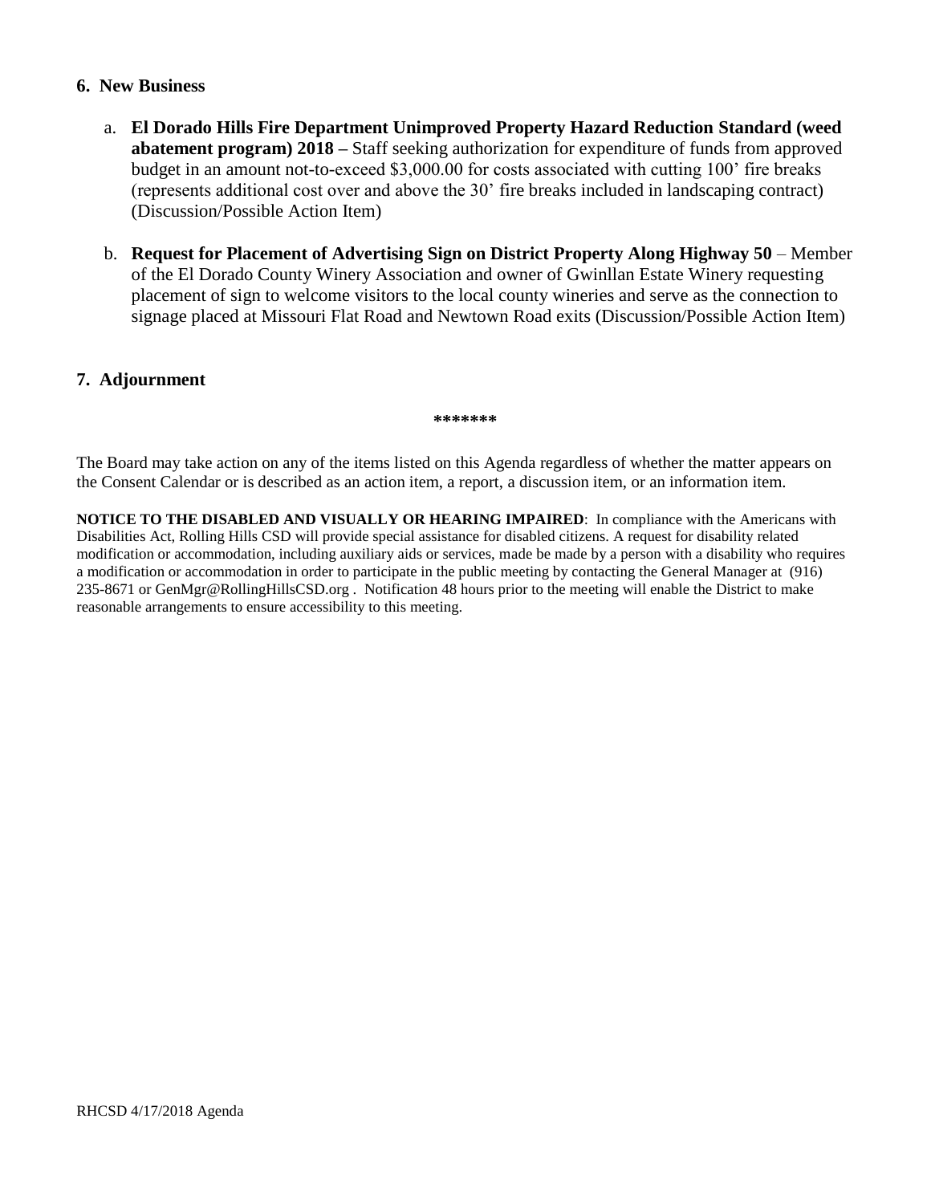## 6. New Business

a. **El Dorado Hills Fire Department Unimproved Property Hazard Reduction Standard (weed abatement program) 2018 –** Staff seeking authorization for expenditure of funds from approved budget in an amount not-to-exceed $3,000.00 for costs associated with cutting 100' fire breaks (represents additional cost over and above the 30' fire breaks included in landscaping contract) (Discussion/Possible Action Item)

b. **Request for Placement of Advertising Sign on District Property Along Highway 50** – Member of the El Dorado County Winery Association and owner of Gwinllan Estate Winery requesting placement of sign to welcome visitors to the local county wineries and serve as the connection to signage placed at Missouri Flat Road and Newtown Road exits (Discussion/Possible Action Item)

## 7. Adjournment

*******

The Board may take action on any of the items listed on this Agenda regardless of whether the matter appears on the Consent Calendar or is described as an action item, a report, a discussion item, or an information item.

**NOTICE TO THE DISABLED AND VISUALLY OR HEARING IMPAIRED**: In compliance with the Americans with Disabilities Act, Rolling Hills CSD will provide special assistance for disabled citizens. A request for disability related modification or accommodation, including auxiliary aids or services, made be made by a person with a disability who requires a modification or accommodation in order to participate in the public meeting by contacting the General Manager at (916) 235-8671 or GenMgr@RollingHillsCSD.org . Notification 48 hours prior to the meeting will enable the District to make reasonable arrangements to ensure accessibility to this meeting.